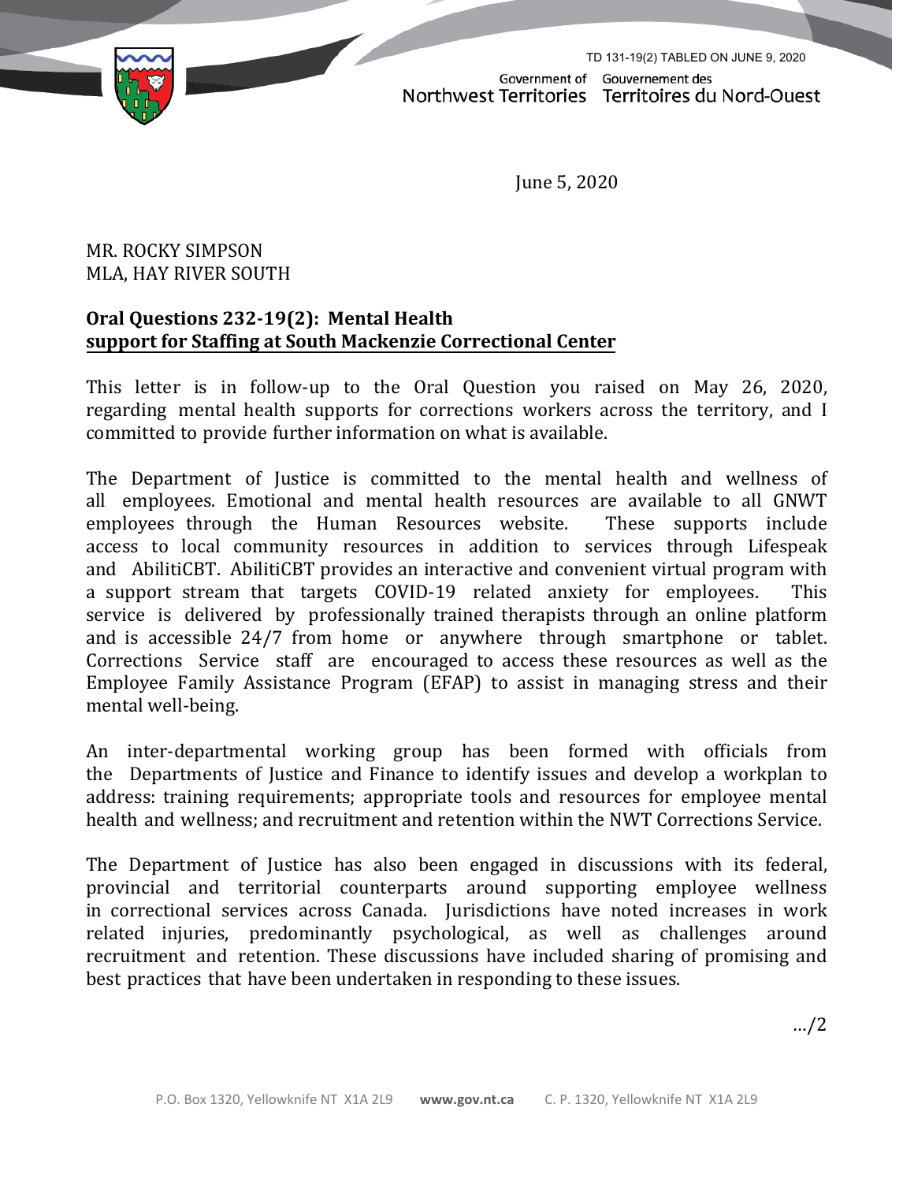TD 131-19(2) TABLED ON JUNE 9, 2020

Government of Northwest Territories
Gouvernement des Territoires du Nord-Ouest

June 5, 2020

MR. ROCKY SIMPSON
MLA, HAY RIVER SOUTH

**Oral Questions 232-19(2): Mental Health support for Staffing at South Mackenzie Correctional Center**

This letter is in follow-up to the Oral Question you raised on May 26, 2020, regarding mental health supports for corrections workers across the territory, and I committed to provide further information on what is available.

The Department of Justice is committed to the mental health and wellness of all employees. Emotional and mental health resources are available to all GNWT employees through the Human Resources website. These supports include access to local community resources in addition to services through Lifespeak and AbilitiCBT. AbilitiCBT provides an interactive and convenient virtual program with a support stream that targets COVID-19 related anxiety for employees. This service is delivered by professionally trained therapists through an online platform and is accessible 24/7 from home or anywhere through smartphone or tablet. Corrections Service staff are encouraged to access these resources as well as the Employee Family Assistance Program (EFAP) to assist in managing stress and their mental well-being.

An inter-departmental working group has been formed with officials from the Departments of Justice and Finance to identify issues and develop a workplan to address: training requirements; appropriate tools and resources for employee mental health and wellness; and recruitment and retention within the NWT Corrections Service.

The Department of Justice has also been engaged in discussions with its federal, provincial and territorial counterparts around supporting employee wellness in correctional services across Canada. Jurisdictions have noted increases in work related injuries, predominantly psychological, as well as challenges around recruitment and retention. These discussions have included sharing of promising and best practices that have been undertaken in responding to these issues.

…/2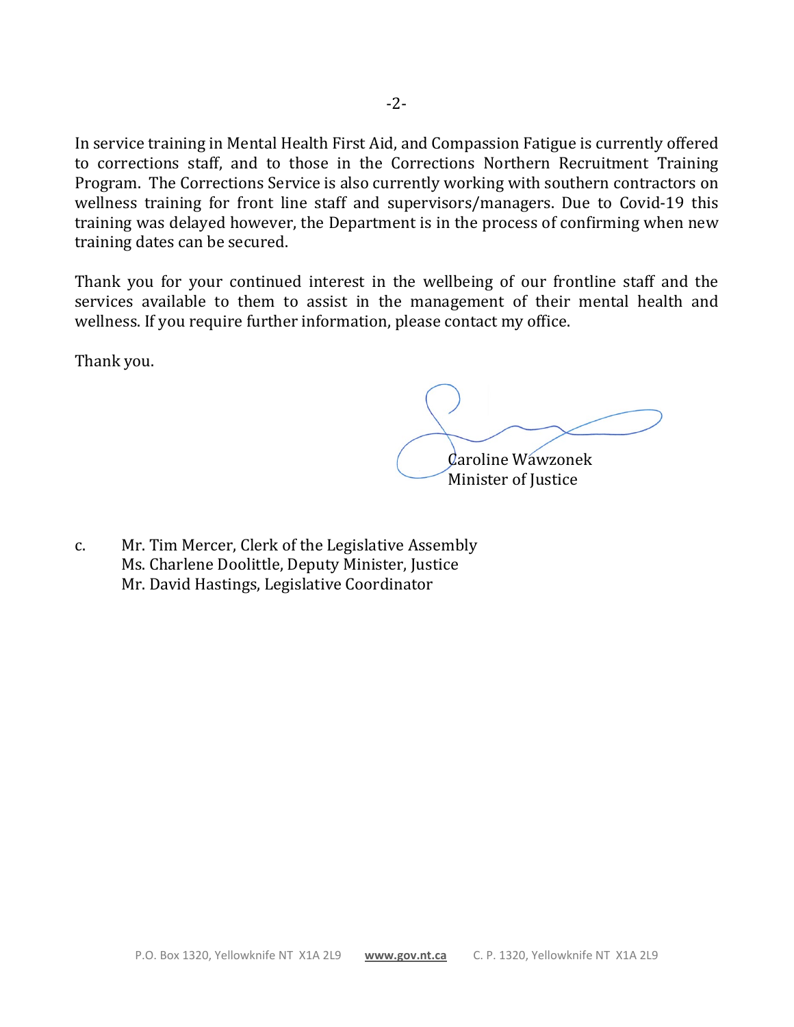In service training in Mental Health First Aid, and Compassion Fatigue is currently offered to corrections staff, and to those in the Corrections Northern Recruitment Training Program. The Corrections Service is also currently working with southern contractors on wellness training for front line staff and supervisors/managers. Due to Covid-19 this training was delayed however, the Department is in the process of confirming when new training dates can be secured.

Thank you for your continued interest in the wellbeing of our frontline staff and the services available to them to assist in the management of their mental health and wellness. If you require further information, please contact my office.

Thank you.

Caroline Wawzonek
Minister of Justice

c. Mr. Tim Mercer, Clerk of the Legislative Assembly
Ms. Charlene Doolittle, Deputy Minister, Justice
Mr. David Hastings, Legislative Coordinator